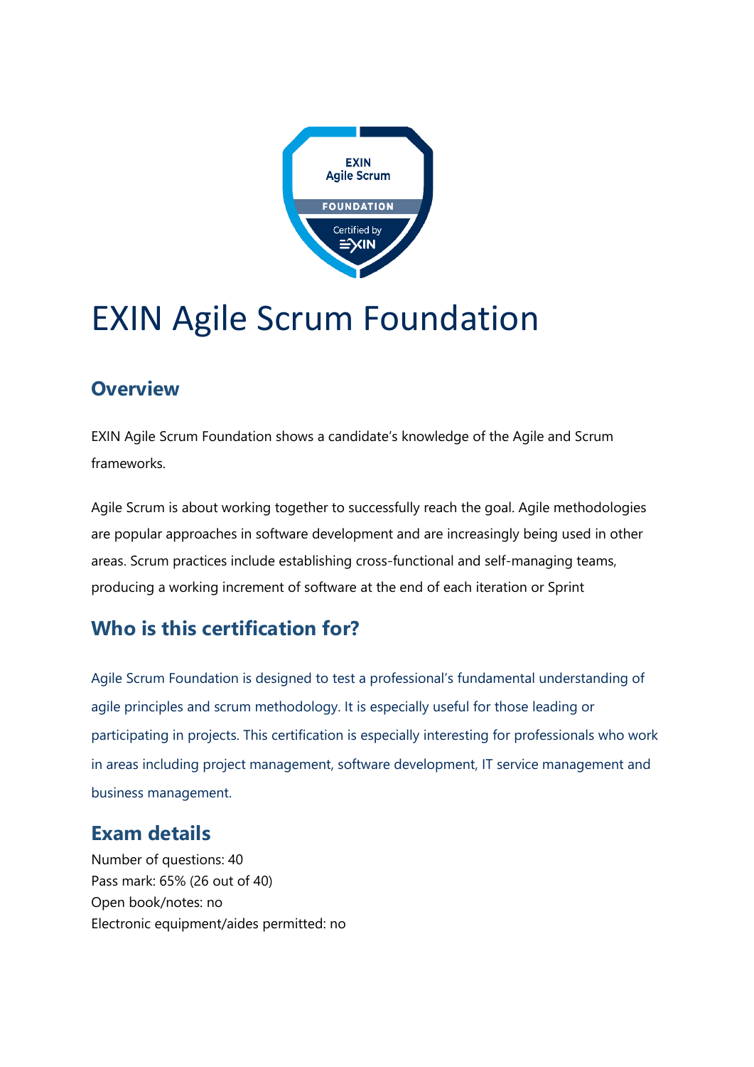# EXIN Agile Scrum Foundation

## Overview

EXIN Agile Scrum Foundation shows a candidate's knowledge of the Agile and Scrum frameworks.

Agile Scrum is about working together to successfully reach the goal. Agile methodologies are popular approaches in software development and are increasingly being used in other areas. Scrum practices include establishing cross-functional and self-managing teams, producing a working increment of software at the end of each iteration or Sprint

## Who is this certification for?

Agile Scrum Foundation is designed to test a professional's fundamental understanding of agile principles and scrum methodology. It is especially useful for those leading or participating in projects. This certification is especially interesting for professionals who work in areas including project management, software development, IT service management and business management.

## Exam details

Number of questions: 40
Pass mark: 65% (26 out of 40)
Open book/notes: no
Electronic equipment/aides permitted: no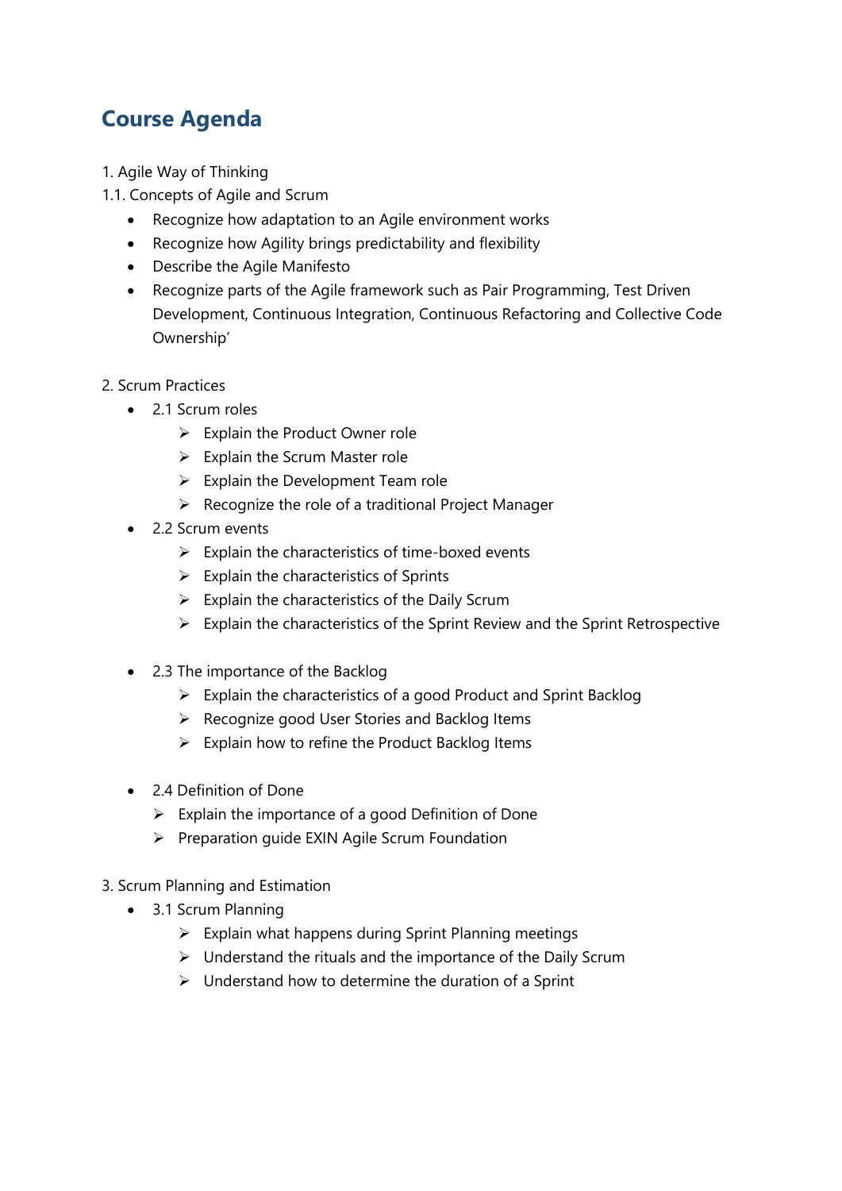## Course Agenda

1. Agile Way of Thinking

1.1. Concepts of Agile and Scrum

- Recognize how adaptation to an Agile environment works
- Recognize how Agility brings predictability and flexibility
- Describe the Agile Manifesto
- Recognize parts of the Agile framework such as Pair Programming, Test Driven Development, Continuous Integration, Continuous Refactoring and Collective Code Ownership'

2. Scrum Practices

- 2.1 Scrum roles
    - Explain the Product Owner role
    - Explain the Scrum Master role
    - Explain the Development Team role
    - Recognize the role of a traditional Project Manager
- 2.2 Scrum events
    - Explain the characteristics of time-boxed events
    - Explain the characteristics of Sprints
    - Explain the characteristics of the Daily Scrum
    - Explain the characteristics of the Sprint Review and the Sprint Retrospective

- 2.3 The importance of the Backlog
    - Explain the characteristics of a good Product and Sprint Backlog
    - Recognize good User Stories and Backlog Items
    - Explain how to refine the Product Backlog Items

- 2.4 Definition of Done
    - Explain the importance of a good Definition of Done
    - Preparation guide EXIN Agile Scrum Foundation

3. Scrum Planning and Estimation

- 3.1 Scrum Planning
    - Explain what happens during Sprint Planning meetings
    - Understand the rituals and the importance of the Daily Scrum
    - Understand how to determine the duration of a Sprint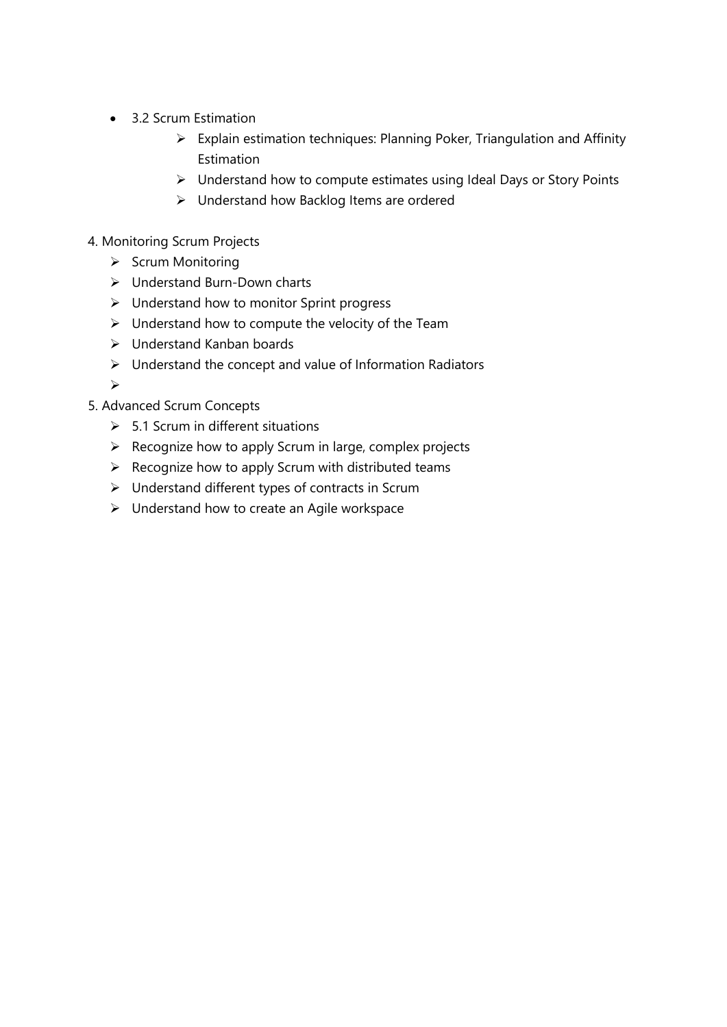- 3.2 Scrum Estimation
  - Explain estimation techniques: Planning Poker, Triangulation and Affinity Estimation
  - Understand how to compute estimates using Ideal Days or Story Points
  - Understand how Backlog Items are ordered

4. Monitoring Scrum Projects
   - Scrum Monitoring
   - Understand Burn-Down charts
   - Understand how to monitor Sprint progress
   - Understand how to compute the velocity of the Team
   - Understand Kanban boards
   - Understand the concept and value of Information Radiators
   -

5. Advanced Scrum Concepts
   - 5.1 Scrum in different situations
   - Recognize how to apply Scrum in large, complex projects
   - Recognize how to apply Scrum with distributed teams
   - Understand different types of contracts in Scrum
   - Understand how to create an Agile workspace